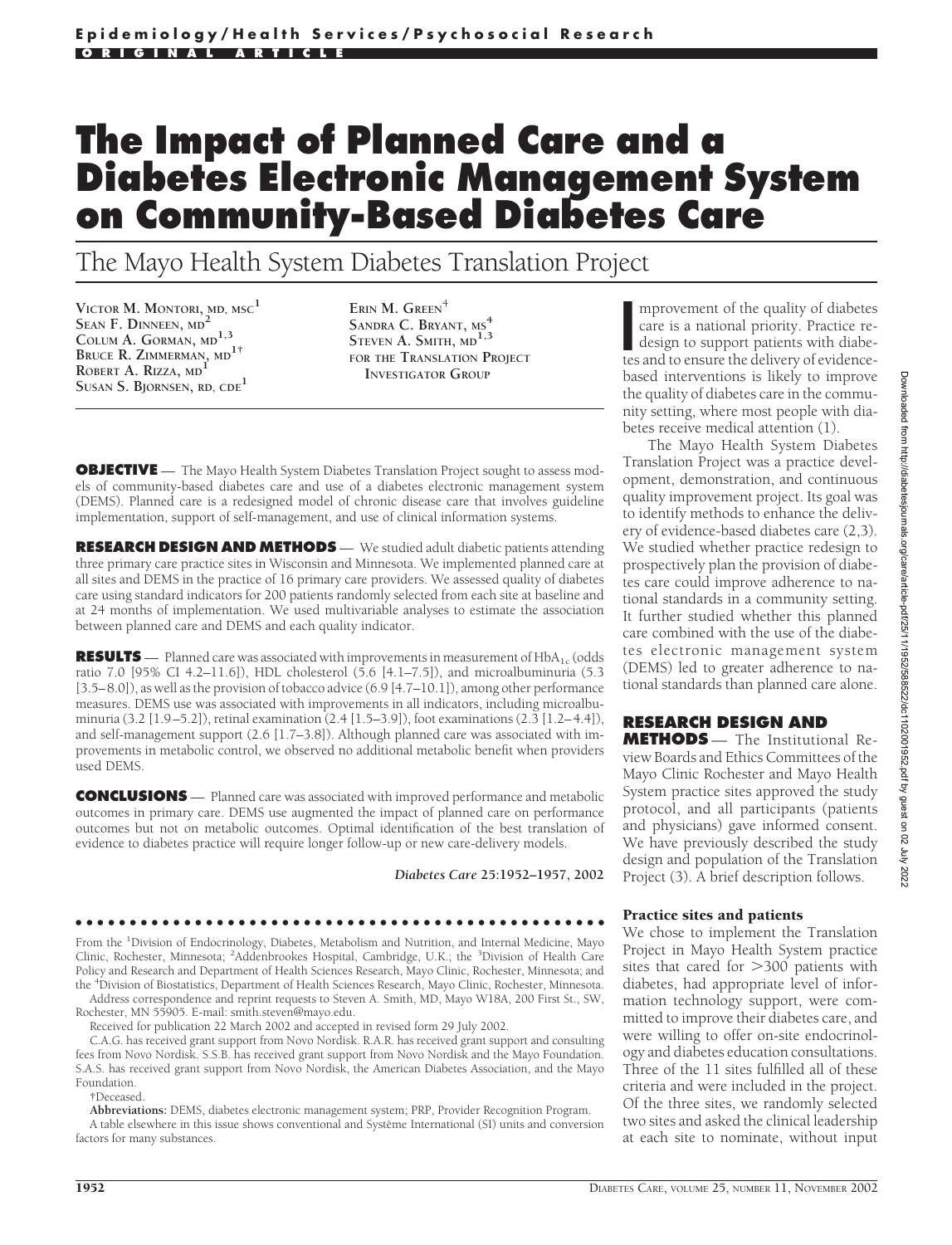Epidemiology/Health Services/Psychosocial Research

ORIGINAL ARTICLE

# The Impact of Planned Care and a Diabetes Electronic Management System on Community-Based Diabetes Care

## The Mayo Health System Diabetes Translation Project

VICTOR M. MONTORI, MD, MSC[1]
SEAN F. DINNEEN, MD[2]
COLUM A. GORMAN, MD[1,3]
BRUCE R. ZIMMERMAN, MD[1†]
ROBERT A. RIZZA, MD[1]
SUSAN S. BJORNSEN, RD, CDE[1]
ERIN M. GREEN[4]
SANDRA C. BRYANT, MS[4]
STEVEN A. SMITH, MD[1,3]
FOR THE TRANSLATION PROJECT INVESTIGATOR GROUP

**OBJECTIVE** — The Mayo Health System Diabetes Translation Project sought to assess models of community-based diabetes care and use of a diabetes electronic management system (DEMS). Planned care is a redesigned model of chronic disease care that involves guideline implementation, support of self-management, and use of clinical information systems.

**RESEARCH DESIGN AND METHODS** — We studied adult diabetic patients attending three primary care practice sites in Wisconsin and Minnesota. We implemented planned care at all sites and DEMS in the practice of 16 primary care providers. We assessed quality of diabetes care using standard indicators for 200 patients randomly selected from each site at baseline and at 24 months of implementation. We used multivariable analyses to estimate the association between planned care and DEMS and each quality indicator.

**RESULTS** — Planned care was associated with improvements in measurement of $HbA_{1c}$ (odds ratio 7.0 [95% CI 4.2–11.6]), HDL cholesterol (5.6 [4.1–7.5]), and microalbuminuria (5.3 [3.5–8.0]), as well as the provision of tobacco advice (6.9 [4.7–10.1]), among other performance measures. DEMS use was associated with improvements in all indicators, including microalbuminuria (3.2 [1.9–5.2]), retinal examination (2.4 [1.5–3.9]), foot examinations (2.3 [1.2–4.4]), and self-management support (2.6 [1.7–3.8]). Although planned care was associated with improvements in metabolic control, we observed no additional metabolic benefit when providers used DEMS.

**CONCLUSIONS** — Planned care was associated with improved performance and metabolic outcomes in primary care. DEMS use augmented the impact of planned care on performance outcomes but not on metabolic outcomes. Optimal identification of the best translation of evidence to diabetes practice will require longer follow-up or new care-delivery models.

*Diabetes Care* **25:**1952–1957, 2002

From the [1]Division of Endocrinology, Diabetes, Metabolism and Nutrition, and Internal Medicine, Mayo Clinic, Rochester, Minnesota; [2]Addenbrookes Hospital, Cambridge, U.K.; the [3]Division of Health Care Policy and Research and Department of Health Sciences Research, Mayo Clinic, Rochester, Minnesota; and the [4]Division of Biostatistics, Department of Health Sciences Research, Mayo Clinic, Rochester, Minnesota.

Address correspondence and reprint requests to Steven A. Smith, MD, Mayo W18A, 200 First St., SW, Rochester, MN 55905. E-mail: smith.steven@mayo.edu.

Received for publication 22 March 2002 and accepted in revised form 29 July 2002.

C.A.G. has received grant support from Novo Nordisk. R.A.R. has received grant support and consulting fees from Novo Nordisk. S.S.B. has received grant support from Novo Nordisk and the Mayo Foundation. S.A.S. has received grant support from Novo Nordisk, the American Diabetes Association, and the Mayo Foundation.

†Deceased.

**Abbreviations:** DEMS, diabetes electronic management system; PRP, Provider Recognition Program.

A table elsewhere in this issue shows conventional and Système International (SI) units and conversion factors for many substances.

Improvement of the quality of diabetes care is a national priority. Practice redesign to support patients with diabetes and to ensure the delivery of evidence-based interventions is likely to improve the quality of diabetes care in the community setting, where most people with diabetes receive medical attention (1).

The Mayo Health System Diabetes Translation Project was a practice development, demonstration, and continuous quality improvement project. Its goal was to identify methods to enhance the delivery of evidence-based diabetes care (2,3). We studied whether practice redesign to prospectively plan the provision of diabetes care could improve adherence to national standards in a community setting. It further studied whether this planned care combined with the use of the diabetes electronic management system (DEMS) led to greater adherence to national standards than planned care alone.

## RESEARCH DESIGN AND METHODS

The Institutional Review Boards and Ethics Committees of the Mayo Clinic Rochester and Mayo Health System practice sites approved the study protocol, and all participants (patients and physicians) gave informed consent. We have previously described the study design and population of the Translation Project (3). A brief description follows.

### Practice sites and patients

We chose to implement the Translation Project in Mayo Health System practice sites that cared for >300 patients with diabetes, had appropriate level of information technology support, were committed to improve their diabetes care, and were willing to offer on-site endocrinology and diabetes education consultations. Three of the 11 sites fulfilled all of these criteria and were included in the project. Of the three sites, we randomly selected two sites and asked the clinical leadership at each site to nominate, without input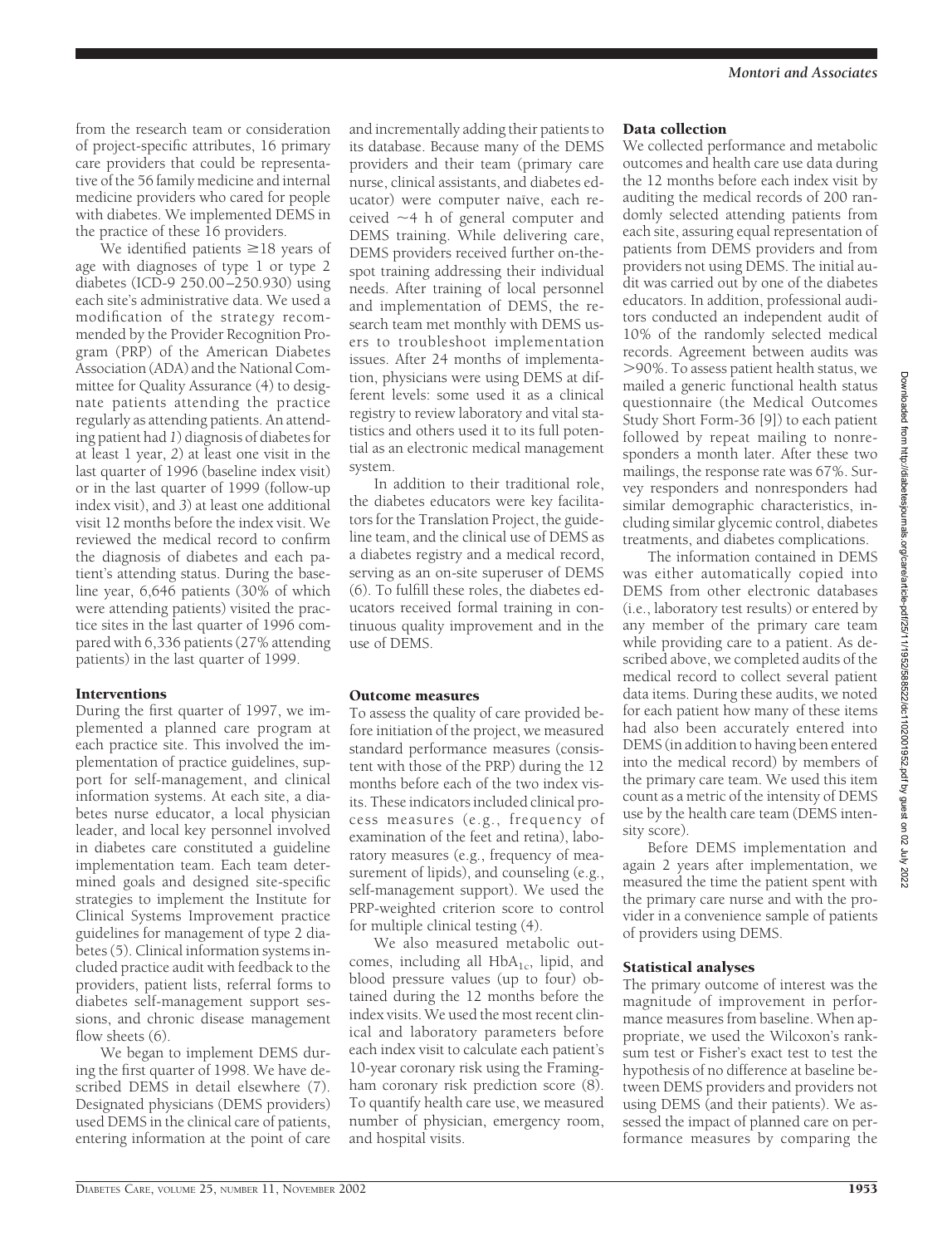from the research team or consideration of project-specific attributes, 16 primary care providers that could be representative of the 56 family medicine and internal medicine providers who cared for people with diabetes. We implemented DEMS in the practice of these 16 providers.

We identified patients ≥18 years of age with diagnoses of type 1 or type 2 diabetes (ICD-9 250.00–250.930) using each site's administrative data. We used a modification of the strategy recommended by the Provider Recognition Program (PRP) of the American Diabetes Association (ADA) and the National Committee for Quality Assurance (4) to designate patients attending the practice regularly as attending patients. An attending patient had *1*) diagnosis of diabetes for at least 1 year, *2*) at least one visit in the last quarter of 1996 (baseline index visit) or in the last quarter of 1999 (follow-up index visit), and *3*) at least one additional visit 12 months before the index visit. We reviewed the medical record to confirm the diagnosis of diabetes and each patient's attending status. During the baseline year, 6,646 patients (30% of which were attending patients) visited the practice sites in the last quarter of 1996 compared with 6,336 patients (27% attending patients) in the last quarter of 1999.

### Interventions

During the first quarter of 1997, we implemented a planned care program at each practice site. This involved the implementation of practice guidelines, support for self-management, and clinical information systems. At each site, a diabetes nurse educator, a local physician leader, and local key personnel involved in diabetes care constituted a guideline implementation team. Each team determined goals and designed site-specific strategies to implement the Institute for Clinical Systems Improvement practice guidelines for management of type 2 diabetes (5). Clinical information systems included practice audit with feedback to the providers, patient lists, referral forms to diabetes self-management support sessions, and chronic disease management flow sheets (6).

We began to implement DEMS during the first quarter of 1998. We have described DEMS in detail elsewhere (7). Designated physicians (DEMS providers) used DEMS in the clinical care of patients, entering information at the point of care and incrementally adding their patients to its database. Because many of the DEMS providers and their team (primary care nurse, clinical assistants, and diabetes educator) were computer naïve, each received ~4 h of general computer and DEMS training. While delivering care, DEMS providers received further on-the-spot training addressing their individual needs. After training of local personnel and implementation of DEMS, the research team met monthly with DEMS users to troubleshoot implementation issues. After 24 months of implementation, physicians were using DEMS at different levels: some used it as a clinical registry to review laboratory and vital statistics and others used it to its full potential as an electronic medical management system.

In addition to their traditional role, the diabetes educators were key facilitators for the Translation Project, the guideline team, and the clinical use of DEMS as a diabetes registry and a medical record, serving as an on-site superuser of DEMS (6). To fulfill these roles, the diabetes educators received formal training in continuous quality improvement and in the use of DEMS.

### Outcome measures

To assess the quality of care provided before initiation of the project, we measured standard performance measures (consistent with those of the PRP) during the 12 months before each of the two index visits. These indicators included clinical process measures (e.g., frequency of examination of the feet and retina), laboratory measures (e.g., frequency of measurement of lipids), and counseling (e.g., self-management support). We used the PRP-weighted criterion score to control for multiple clinical testing (4).

We also measured metabolic outcomes, including all $HbA_{1c}$, lipid, and blood pressure values (up to four) obtained during the 12 months before the index visits. We used the most recent clinical and laboratory parameters before each index visit to calculate each patient's 10-year coronary risk using the Framingham coronary risk prediction score (8). To quantify health care use, we measured number of physician, emergency room, and hospital visits.

### Data collection

We collected performance and metabolic outcomes and health care use data during the 12 months before each index visit by auditing the medical records of 200 randomly selected attending patients from each site, assuring equal representation of patients from DEMS providers and from providers not using DEMS. The initial audit was carried out by one of the diabetes educators. In addition, professional auditors conducted an independent audit of 10% of the randomly selected medical records. Agreement between audits was >90%. To assess patient health status, we mailed a generic functional health status questionnaire (the Medical Outcomes Study Short Form-36 [9]) to each patient followed by repeat mailing to nonresponders a month later. After these two mailings, the response rate was 67%. Survey responders and nonresponders had similar demographic characteristics, including similar glycemic control, diabetes treatments, and diabetes complications.

The information contained in DEMS was either automatically copied into DEMS from other electronic databases (i.e., laboratory test results) or entered by any member of the primary care team while providing care to a patient. As described above, we completed audits of the medical record to collect several patient data items. During these audits, we noted for each patient how many of these items had also been accurately entered into DEMS (in addition to having been entered into the medical record) by members of the primary care team. We used this item count as a metric of the intensity of DEMS use by the health care team (DEMS intensity score).

Before DEMS implementation and again 2 years after implementation, we measured the time the patient spent with the primary care nurse and with the provider in a convenience sample of patients of providers using DEMS.

### Statistical analyses

The primary outcome of interest was the magnitude of improvement in performance measures from baseline. When appropriate, we used the Wilcoxon's rank-sum test or Fisher's exact test to test the hypothesis of no difference at baseline between DEMS providers and providers not using DEMS (and their patients). We assessed the impact of planned care on performance measures by comparing the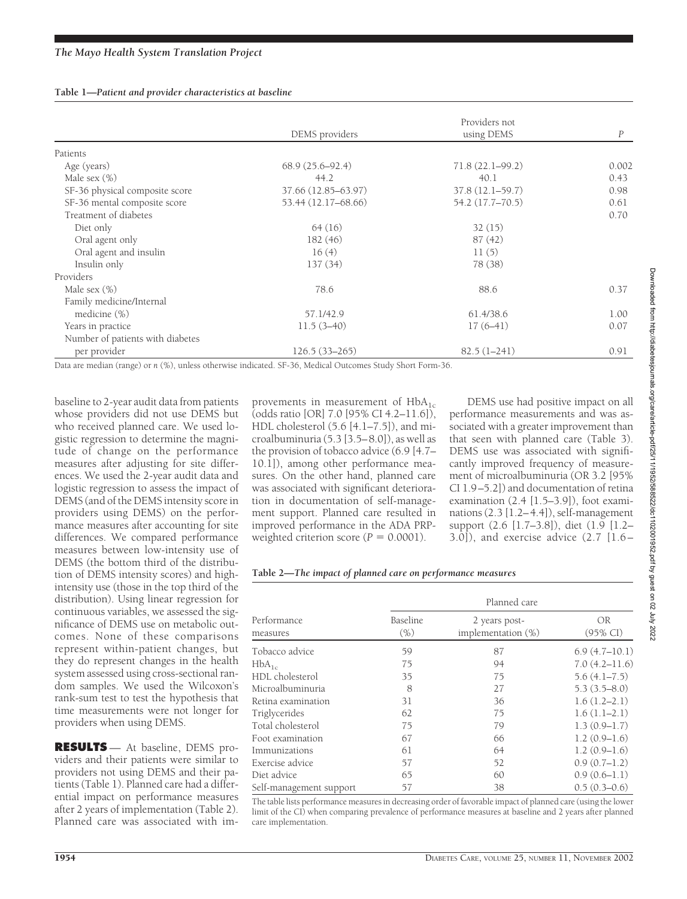**Table 1—Patient and provider characteristics at baseline**

| | DEMS providers | Providers not using DEMS | P |
|---|---|---|---|
| Patients | | | |
| Age (years) | 68.9 (25.6–92.4) | 71.8 (22.1–99.2) | 0.002 |
| Male sex (%) | 44.2 | 40.1 | 0.43 |
| SF-36 physical composite score | 37.66 (12.85–63.97) | 37.8 (12.1–59.7) | 0.98 |
| SF-36 mental composite score | 53.44 (12.17–68.66) | 54.2 (17.7–70.5) | 0.61 |
| Treatment of diabetes | | | 0.70 |
| Diet only | 64 (16) | 32 (15) | |
| Oral agent only | 182 (46) | 87 (42) | |
| Oral agent and insulin | 16 (4) | 11 (5) | |
| Insulin only | 137 (34) | 78 (38) | |
| Providers | | | |
| Male sex (%) | 78.6 | 88.6 | 0.37 |
| Family medicine/Internal medicine (%) | 57.1/42.9 | 61.4/38.6 | 1.00 |
| Years in practice | 11.5 (3–40) | 17 (6–41) | 0.07 |
| Number of patients with diabetes per provider | 126.5 (33–265) | 82.5 (1–241) | 0.91 |

Data are median (range) or *n* (%), unless otherwise indicated. SF-36, Medical Outcomes Study Short Form-36.

baseline to 2-year audit data from patients whose providers did not use DEMS but who received planned care. We used logistic regression to determine the magnitude of change on the performance measures after adjusting for site differences. We used the 2-year audit data and logistic regression to assess the impact of DEMS (and of the DEMS intensity score in providers using DEMS) on the performance measures after accounting for site differences. We compared performance measures between low-intensity use of DEMS (the bottom third of the distribution of DEMS intensity scores) and high-intensity use (those in the top third of the distribution). Using linear regression for continuous variables, we assessed the significance of DEMS use on metabolic outcomes. None of these comparisons represent within-patient changes, but they do represent changes in the health system assessed using cross-sectional random samples. We used the Wilcoxon's rank-sum test to test the hypothesis that time measurements were not longer for providers when using DEMS.

**RESULTS** — At baseline, DEMS providers and their patients were similar to providers not using DEMS and their patients (Table 1). Planned care had a differential impact on performance measures after 2 years of implementation (Table 2). Planned care was associated with improvements in measurement of $HbA_{1c}$ (odds ratio [OR] 7.0 [95% CI 4.2–11.6]), HDL cholesterol (5.6 [4.1–7.5]), and microalbuminuria (5.3 [3.5–8.0]), as well as the provision of tobacco advice (6.9 [4.7–10.1]), among other performance measures. On the other hand, planned care was associated with significant deterioration in documentation of self-management support. Planned care resulted in improved performance in the ADA PRP-weighted criterion score ($P = 0.0001$).

DEMS use had positive impact on all performance measurements and was associated with a greater improvement than that seen with planned care (Table 3). DEMS use was associated with significantly improved frequency of measurement of microalbuminuria (OR 3.2 [95% CI 1.9–5.2]) and documentation of retina examination (2.4 [1.5–3.9]), foot examinations (2.3 [1.2–4.4]), self-management support (2.6 [1.7–3.8]), diet (1.9 [1.2–3.0]), and exercise advice (2.7 [1.6–

**Table 2—The impact of planned care on performance measures**

| Performance measures | Planned care: Baseline (%) | Planned care: 2 years post-implementation (%) | OR (95% CI) |
|---|---|---|---|
| Tobacco advice | 59 | 87 | 6.9 (4.7–10.1) |
| $HbA_{1c}$ | 75 | 94 | 7.0 (4.2–11.6) |
| HDL cholesterol | 35 | 75 | 5.6 (4.1–7.5) |
| Microalbuminuria | 8 | 27 | 5.3 (3.5–8.0) |
| Retina examination | 31 | 36 | 1.6 (1.2–2.1) |
| Triglycerides | 62 | 75 | 1.6 (1.1–2.1) |
| Total cholesterol | 75 | 79 | 1.3 (0.9–1.7) |
| Foot examination | 67 | 66 | 1.2 (0.9–1.6) |
| Immunizations | 61 | 64 | 1.2 (0.9–1.6) |
| Exercise advice | 57 | 52 | 0.9 (0.7–1.2) |
| Diet advice | 65 | 60 | 0.9 (0.6–1.1) |
| Self-management support | 57 | 38 | 0.5 (0.3–0.6) |

The table lists performance measures in decreasing order of favorable impact of planned care (using the lower limit of the CI) when comparing prevalence of performance measures at baseline and 2 years after planned care implementation.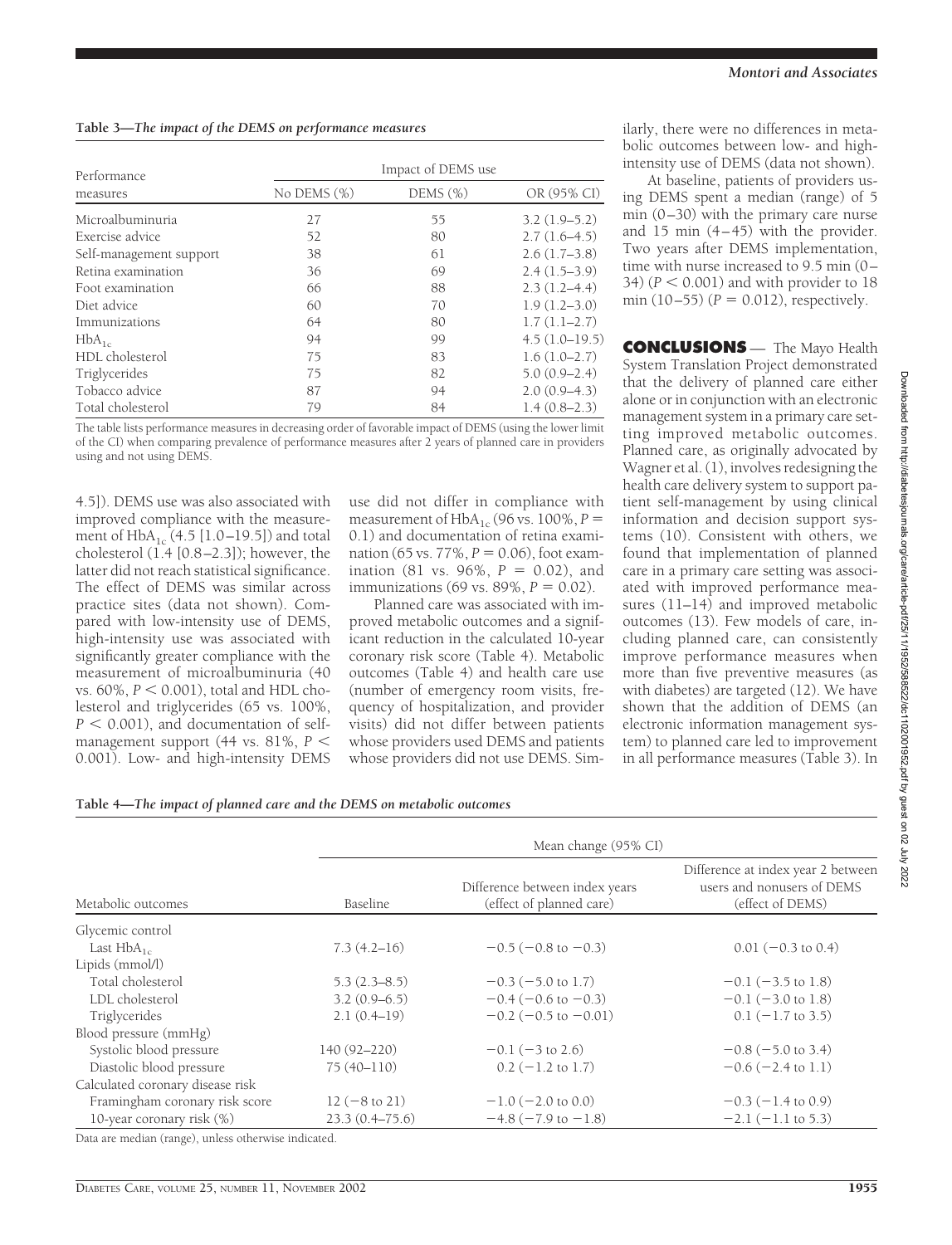**Table 3—The impact of the DEMS on performance measures**

| Performance measures | Impact of DEMS use | | |
|---|---|---|---|
| | No DEMS (%) | DEMS (%) | OR (95% CI) |
| Microalbuminuria | 27 | 55 | 3.2 (1.9–5.2) |
| Exercise advice | 52 | 80 | 2.7 (1.6–4.5) |
| Self-management support | 38 | 61 | 2.6 (1.7–3.8) |
| Retina examination | 36 | 69 | 2.4 (1.5–3.9) |
| Foot examination | 66 | 88 | 2.3 (1.2–4.4) |
| Diet advice | 60 | 70 | 1.9 (1.2–3.0) |
| Immunizations | 64 | 80 | 1.7 (1.1–2.7) |
| $HbA_{1c}$ | 94 | 99 | 4.5 (1.0–19.5) |
| HDL cholesterol | 75 | 83 | 1.6 (1.0–2.7) |
| Triglycerides | 75 | 82 | 5.0 (0.9–2.4) |
| Tobacco advice | 87 | 94 | 2.0 (0.9–4.3) |
| Total cholesterol | 79 | 84 | 1.4 (0.8–2.3) |

The table lists performance measures in decreasing order of favorable impact of DEMS (using the lower limit of the CI) when comparing prevalence of performance measures after 2 years of planned care in providers using and not using DEMS.

4.5]). DEMS use was also associated with improved compliance with the measurement of $HbA_{1c}$ (4.5 [1.0–19.5]) and total cholesterol (1.4 [0.8–2.3]); however, the latter did not reach statistical significance. The effect of DEMS was similar across practice sites (data not shown). Compared with low-intensity use of DEMS, high-intensity use was associated with significantly greater compliance with the measurement of microalbuminuria (40 vs. 60%, $P < 0.001$), total and HDL cholesterol and triglycerides (65 vs. 100%, $P < 0.001$), and documentation of self-management support (44 vs. 81%, $P < 0.001$). Low- and high-intensity DEMS use did not differ in compliance with measurement of $HbA_{1c}$ (96 vs. 100%, $P = 0.1$) and documentation of retina examination (65 vs. 77%, $P = 0.06$), foot examination (81 vs. 96%, $P = 0.02$), and immunizations (69 vs. 89%, $P = 0.02$).

Planned care was associated with improved metabolic outcomes and a significant reduction in the calculated 10-year coronary risk score (Table 4). Metabolic outcomes (Table 4) and health care use (number of emergency room visits, frequency of hospitalization, and provider visits) did not differ between patients whose providers used DEMS and patients whose providers did not use DEMS. Similarly, there were no differences in metabolic outcomes between low- and high-intensity use of DEMS (data not shown).

At baseline, patients of providers using DEMS spent a median (range) of 5 min (0–30) with the primary care nurse and 15 min (4–45) with the provider. Two years after DEMS implementation, time with nurse increased to 9.5 min (0–34) ($P < 0.001$) and with provider to 18 min (10–55) ($P = 0.012$), respectively.

## CONCLUSIONS

The Mayo Health System Translation Project demonstrated that the delivery of planned care either alone or in conjunction with an electronic management system in a primary care setting improved metabolic outcomes. Planned care, as originally advocated by Wagner et al. (1), involves redesigning the health care delivery system to support patient self-management by using clinical information and decision support systems (10). Consistent with others, we found that implementation of planned care in a primary care setting was associated with improved performance measures (11–14) and improved metabolic outcomes (13). Few models of care, including planned care, can consistently improve performance measures when more than five preventive measures (as with diabetes) are targeted (12). We have shown that the addition of DEMS (an electronic information management system) to planned care led to improvement in all performance measures (Table 3). In

**Table 4—The impact of planned care and the DEMS on metabolic outcomes**

| Metabolic outcomes | Mean change (95% CI) | | |
|---|---|---|---|
| | Baseline | Difference between index years (effect of planned care) | Difference at index year 2 between users and nonusers of DEMS (effect of DEMS) |
| Glycemic control | | | |
| Last $HbA_{1c}$ | 7.3 (4.2–16) | −0.5 (−0.8 to −0.3) | 0.01 (−0.3 to 0.4) |
| Lipids (mmol/l) | | | |
| Total cholesterol | 5.3 (2.3–8.5) | −0.3 (−5.0 to 1.7) | −0.1 (−3.5 to 1.8) |
| LDL cholesterol | 3.2 (0.9–6.5) | −0.4 (−0.6 to −0.3) | −0.1 (−3.0 to 1.8) |
| Triglycerides | 2.1 (0.4–19) | −0.2 (−0.5 to −0.01) | 0.1 (−1.7 to 3.5) |
| Blood pressure (mmHg) | | | |
| Systolic blood pressure | 140 (92–220) | −0.1 (−3 to 2.6) | −0.8 (−5.0 to 3.4) |
| Diastolic blood pressure | 75 (40–110) | 0.2 (−1.2 to 1.7) | −0.6 (−2.4 to 1.1) |
| Calculated coronary disease risk | | | |
| Framingham coronary risk score | 12 (−8 to 21) | −1.0 (−2.0 to 0.0) | −0.3 (−1.4 to 0.9) |
| 10-year coronary risk (%) | 23.3 (0.4–75.6) | −4.8 (−7.9 to −1.8) | −2.1 (−1.1 to 5.3) |

Data are median (range), unless otherwise indicated.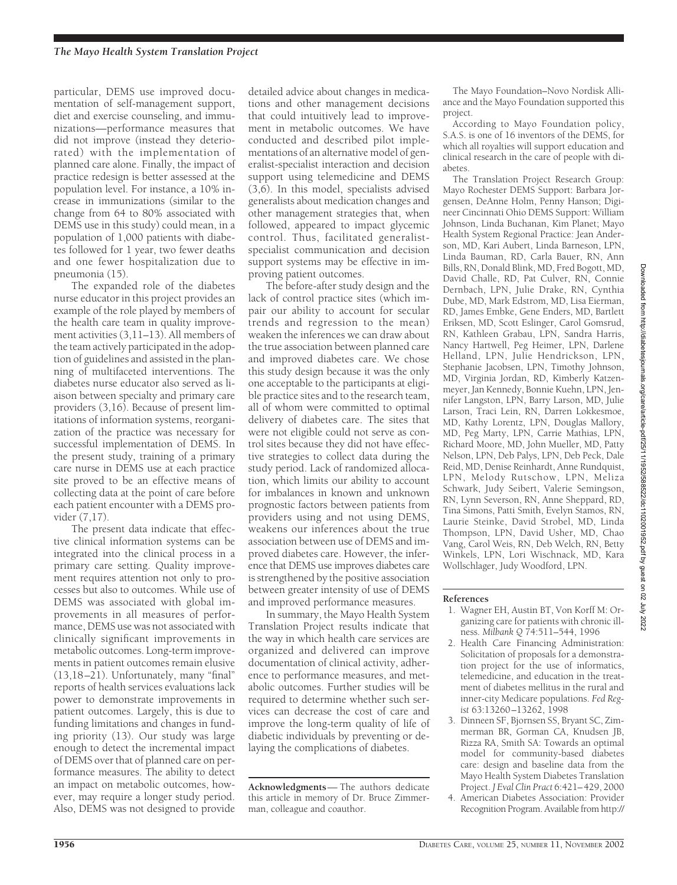particular, DEMS use improved documentation of self-management support, diet and exercise counseling, and immunizations—performance measures that did not improve (instead they deteriorated) with the implementation of planned care alone. Finally, the impact of practice redesign is better assessed at the population level. For instance, a 10% increase in immunizations (similar to the change from 64 to 80% associated with DEMS use in this study) could mean, in a population of 1,000 patients with diabetes followed for 1 year, two fewer deaths and one fewer hospitalization due to pneumonia (15).

The expanded role of the diabetes nurse educator in this project provides an example of the role played by members of the health care team in quality improvement activities (3,11–13). All members of the team actively participated in the adoption of guidelines and assisted in the planning of multifaceted interventions. The diabetes nurse educator also served as liaison between specialty and primary care providers (3,16). Because of present limitations of information systems, reorganization of the practice was necessary for successful implementation of DEMS. In the present study, training of a primary care nurse in DEMS use at each practice site proved to be an effective means of collecting data at the point of care before each patient encounter with a DEMS provider (7,17).

The present data indicate that effective clinical information systems can be integrated into the clinical process in a primary care setting. Quality improvement requires attention not only to processes but also to outcomes. While use of DEMS was associated with global improvements in all measures of performance, DEMS use was not associated with clinically significant improvements in metabolic outcomes. Long-term improvements in patient outcomes remain elusive (13,18–21). Unfortunately, many "final" reports of health services evaluations lack power to demonstrate improvements in patient outcomes. Largely, this is due to funding limitations and changes in funding priority (13). Our study was large enough to detect the incremental impact of DEMS over that of planned care on performance measures. The ability to detect an impact on metabolic outcomes, however, may require a longer study period. Also, DEMS was not designed to provide detailed advice about changes in medications and other management decisions that could intuitively lead to improvement in metabolic outcomes. We have conducted and described pilot implementations of an alternative model of generalist-specialist interaction and decision support using telemedicine and DEMS (3,6). In this model, specialists advised generalists about medication changes and other management strategies that, when followed, appeared to impact glycemic control. Thus, facilitated generalist-specialist communication and decision support systems may be effective in improving patient outcomes.

The before-after study design and the lack of control practice sites (which impair our ability to account for secular trends and regression to the mean) weaken the inferences we can draw about the true association between planned care and improved diabetes care. We chose this study design because it was the only one acceptable to the participants at eligible practice sites and to the research team, all of whom were committed to optimal delivery of diabetes care. The sites that were not eligible could not serve as control sites because they did not have effective strategies to collect data during the study period. Lack of randomized allocation, which limits our ability to account for imbalances in known and unknown prognostic factors between patients from providers using and not using DEMS, weakens our inferences about the true association between use of DEMS and improved diabetes care. However, the inference that DEMS use improves diabetes care is strengthened by the positive association between greater intensity of use of DEMS and improved performance measures.

In summary, the Mayo Health System Translation Project results indicate that the way in which health care services are organized and delivered can improve documentation of clinical activity, adherence to performance measures, and metabolic outcomes. Further studies will be required to determine whether such services can decrease the cost of care and improve the long-term quality of life of diabetic individuals by preventing or delaying the complications of diabetes.

**Acknowledgments**— The authors dedicate this article in memory of Dr. Bruce Zimmerman, colleague and coauthor.

The Mayo Foundation–Novo Nordisk Alliance and the Mayo Foundation supported this project.

According to Mayo Foundation policy, S.A.S. is one of 16 inventors of the DEMS, for which all royalties will support education and clinical research in the care of people with diabetes.

The Translation Project Research Group: Mayo Rochester DEMS Support: Barbara Jorgensen, DeAnne Holm, Penny Hanson; Digineer Cincinnati Ohio DEMS Support: William Johnson, Linda Buchanan, Kim Planet; Mayo Health System Regional Practice: Jean Anderson, MD, Kari Aubert, Linda Barneson, LPN, Linda Bauman, RD, Carla Bauer, RN, Ann Bills, RN, Donald Blink, MD, Fred Bogott, MD, David Challe, RD, Pat Culver, RN, Connie Dernbach, LPN, Julie Drake, RN, Cynthia Dube, MD, Mark Edstrom, MD, Lisa Eierman, RD, James Embke, Gene Enders, MD, Bartlett Eriksen, MD, Scott Eslinger, Carol Gomsrud, RN, Kathleen Grabau, LPN, Sandra Harris, Nancy Hartwell, Peg Heimer, LPN, Darlene Helland, LPN, Julie Hendrickson, LPN, Stephanie Jacobsen, LPN, Timothy Johnson, MD, Virginia Jordan, RD, Kimberly Katzenmeyer, Jan Kennedy, Bonnie Kuehn, LPN, Jennifer Langston, LPN, Barry Larson, MD, Julie Larson, Traci Lein, RN, Darren Lokkesmoe, MD, Kathy Lorentz, LPN, Douglas Mallory, MD, Peg Marty, LPN, Carrie Mathias, LPN, Richard Moore, MD, John Mueller, MD, Patty Nelson, LPN, Deb Palys, LPN, Deb Peck, Dale Reid, MD, Denise Reinhardt, Anne Rundquist, LPN, Melody Rutschow, LPN, Meliza Schwark, Judy Seibert, Valerie Semingson, RN, Lynn Severson, RN, Anne Sheppard, RD, Tina Simons, Patti Smith, Evelyn Stamos, RN, Laurie Steinke, David Strobel, MD, Linda Thompson, LPN, David Usher, MD, Chao Vang, Carol Weis, RN, Deb Welch, RN, Betty Winkels, LPN, Lori Wischnack, MD, Kara Wollschlager, Judy Woodford, LPN.

## References

1. Wagner EH, Austin BT, Von Korff M: Organizing care for patients with chronic illness. *Milbank Q* 74:511–544, 1996
2. Health Care Financing Administration: Solicitation of proposals for a demonstration project for the use of informatics, telemedicine, and education in the treatment of diabetes mellitus in the rural and inner-city Medicare populations. *Fed Regist* 63:13260–13262, 1998
3. Dinneen SF, Bjornsen SS, Bryant SC, Zimmerman BR, Gorman CA, Knudsen JB, Rizza RA, Smith SA: Towards an optimal model for community-based diabetes care: design and baseline data from the Mayo Health System Diabetes Translation Project. *J Eval Clin Pract* 6:421–429, 2000
4. American Diabetes Association: Provider Recognition Program. Available from http://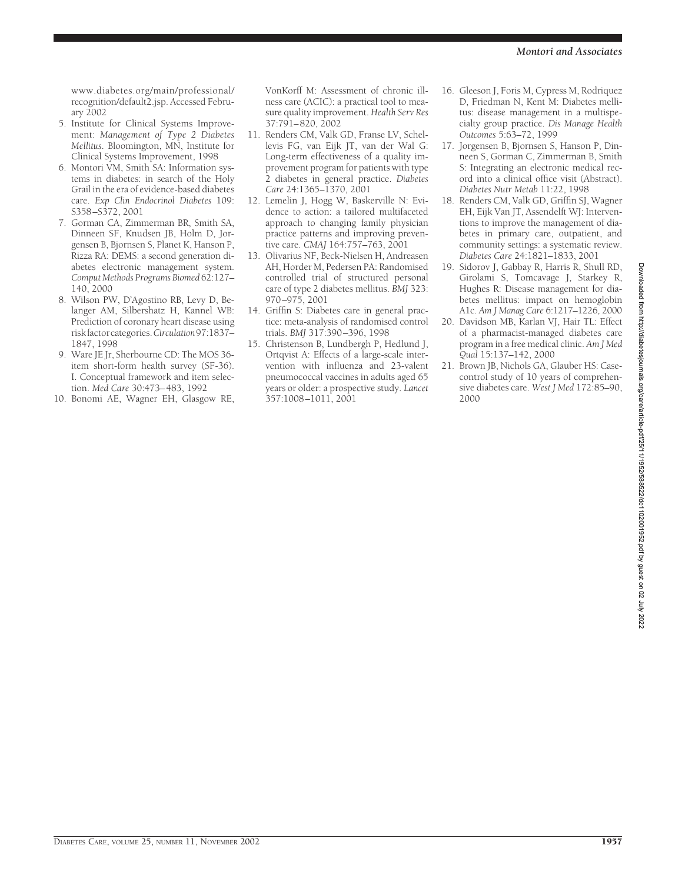www.diabetes.org/main/professional/recognition/default2.jsp. Accessed February 2002

5. Institute for Clinical Systems Improvement: *Management of Type 2 Diabetes Mellitus*. Bloomington, MN, Institute for Clinical Systems Improvement, 1998
6. Montori VM, Smith SA: Information systems in diabetes: in search of the Holy Grail in the era of evidence-based diabetes care. *Exp Clin Endocrinol Diabetes* 109: S358–S372, 2001
7. Gorman CA, Zimmerman BR, Smith SA, Dinneen SF, Knudsen JB, Holm D, Jorgensen B, Bjornsen S, Planet K, Hanson P, Rizza RA: DEMS: a second generation diabetes electronic management system. *Comput Methods Programs Biomed* 62:127–140, 2000
8. Wilson PW, D'Agostino RB, Levy D, Belanger AM, Silbershatz H, Kannel WB: Prediction of coronary heart disease using risk factor categories. *Circulation* 97:1837–1847, 1998
9. Ware JE Jr, Sherbourne CD: The MOS 36-item short-form health survey (SF-36). I. Conceptual framework and item selection. *Med Care* 30:473–483, 1992
10. Bonomi AE, Wagner EH, Glasgow RE, VonKorff M: Assessment of chronic illness care (ACIC): a practical tool to measure quality improvement. *Health Serv Res* 37:791–820, 2002
11. Renders CM, Valk GD, Franse LV, Schellevis FG, van Eijk JT, van der Wal G: Long-term effectiveness of a quality improvement program for patients with type 2 diabetes in general practice. *Diabetes Care* 24:1365–1370, 2001
12. Lemelin J, Hogg W, Baskerville N: Evidence to action: a tailored multifaceted approach to changing family physician practice patterns and improving preventive care. *CMAJ* 164:757–763, 2001
13. Olivarius NF, Beck-Nielsen H, Andreasen AH, Horder M, Pedersen PA: Randomised controlled trial of structured personal care of type 2 diabetes mellitus. *BMJ* 323: 970–975, 2001
14. Griffin S: Diabetes care in general practice: meta-analysis of randomised control trials. *BMJ* 317:390–396, 1998
15. Christenson B, Lundbergh P, Hedlund J, Ortqvist A: Effects of a large-scale intervention with influenza and 23-valent pneumococcal vaccines in adults aged 65 years or older: a prospective study. *Lancet* 357:1008–1011, 2001
16. Gleeson J, Foris M, Cypress M, Rodriquez D, Friedman N, Kent M: Diabetes mellitus: disease management in a multispecialty group practice. *Dis Manage Health Outcomes* 5:63–72, 1999
17. Jorgensen B, Bjornsen S, Hanson P, Dinneen S, Gorman C, Zimmerman B, Smith S: Integrating an electronic medical record into a clinical office visit (Abstract). *Diabetes Nutr Metab* 11:22, 1998
18. Renders CM, Valk GD, Griffin SJ, Wagner EH, Eijk Van JT, Assendelft WJ: Interventions to improve the management of diabetes in primary care, outpatient, and community settings: a systematic review. *Diabetes Care* 24:1821–1833, 2001
19. Sidorov J, Gabbay R, Harris R, Shull RD, Girolami S, Tomcavage J, Starkey R, Hughes R: Disease management for diabetes mellitus: impact on hemoglobin A1c. *Am J Manag Care* 6:1217–1226, 2000
20. Davidson MB, Karlan VJ, Hair TL: Effect of a pharmacist-managed diabetes care program in a free medical clinic. *Am J Med Qual* 15:137–142, 2000
21. Brown JB, Nichols GA, Glauber HS: Case-control study of 10 years of comprehensive diabetes care. *West J Med* 172:85–90, 2000